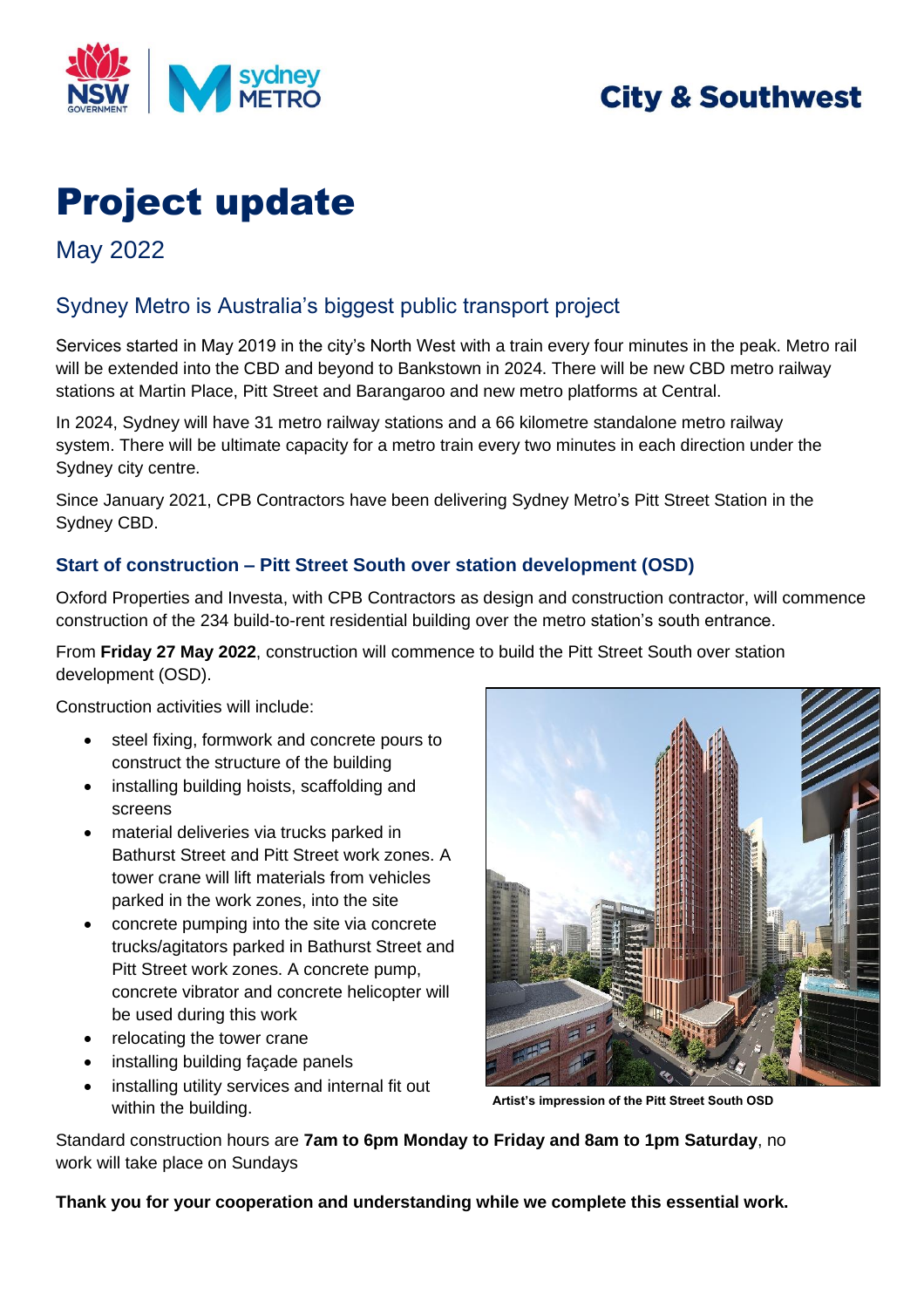City & Southwest

# Project update

May 2022

## Sydney Metro is Australia's biggest public transport project

Services started in May 2019 in the city's North West with a train every four minutes in the peak. Metro rail will be extended into the CBD and beyond to Bankstown in 2024. There will be new CBD metro railway stations at Martin Place, Pitt Street and Barangaroo and new metro platforms at Central.

In 2024, Sydney will have 31 metro railway stations and a 66 kilometre standalone metro railway system. There will be ultimate capacity for a metro train every two minutes in each direction under the Sydney city centre.

Since January 2021, CPB Contractors have been delivering Sydney Metro's Pitt Street Station in the Sydney CBD.

### Start of construction – Pitt Street South over station development (OSD)

Oxford Properties and Investa, with CPB Contractors as design and construction contractor, will commence construction of the 234 build-to-rent residential building over the metro station's south entrance.

From **Friday 27 May 2022**, construction will commence to build the Pitt Street South over station development (OSD).

Construction activities will include:

- steel fixing, formwork and concrete pours to construct the structure of the building
- installing building hoists, scaffolding and screens
- material deliveries via trucks parked in Bathurst Street and Pitt Street work zones. A tower crane will lift materials from vehicles parked in the work zones, into the site
- concrete pumping into the site via concrete trucks/agitators parked in Bathurst Street and Pitt Street work zones. A concrete pump, concrete vibrator and concrete helicopter will be used during this work
- relocating the tower crane
- installing building façade panels
- installing utility services and internal fit out within the building.

**Artist's impression of the Pitt Street South OSD**

Standard construction hours are **7am to 6pm Monday to Friday and 8am to 1pm Saturday**, no work will take place on Sundays

**Thank you for your cooperation and understanding while we complete this essential work.**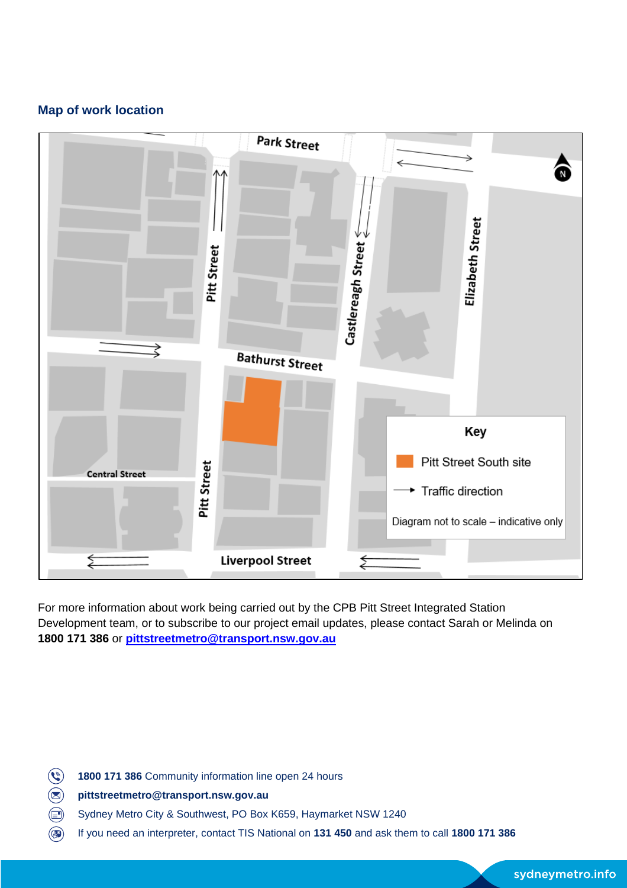## Map of work location

Park Street
Pitt Street
Castlereagh Street
Elizabeth Street
Bathurst Street
Central Street
Pitt Street
Liverpool Street

Key
Pitt Street South site
Traffic direction
Diagram not to scale – indicative only

For more information about work being carried out by the CPB Pitt Street Integrated Station Development team, or to subscribe to our project email updates, please contact Sarah or Melinda on **1800 171 386** or **pittstreetmetro@transport.nsw.gov.au**

**1800 171 386** Community information line open 24 hours

**pittstreetmetro@transport.nsw.gov.au**

Sydney Metro City & Southwest, PO Box K659, Haymarket NSW 1240

If you need an interpreter, contact TIS National on **131 450** and ask them to call **1800 171 386**

sydneymetro.info